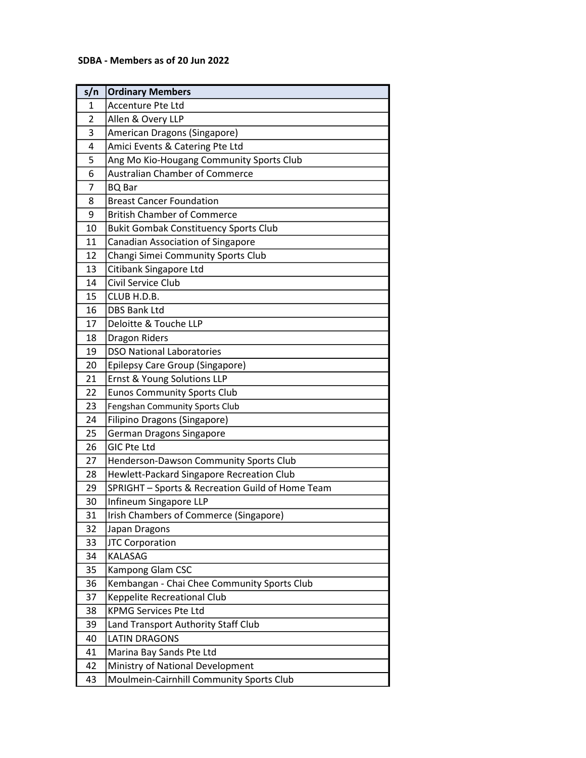**SDBA - Members as of 20 Jun 2022**

| s/n | Ordinary Members |
|---|---|
| 1 | Accenture Pte Ltd |
| 2 | Allen & Overy LLP |
| 3 | American Dragons (Singapore) |
| 4 | Amici Events & Catering Pte Ltd |
| 5 | Ang Mo Kio-Hougang Community Sports Club |
| 6 | Australian Chamber of Commerce |
| 7 | BQ Bar |
| 8 | Breast Cancer Foundation |
| 9 | British Chamber of Commerce |
| 10 | Bukit Gombak Constituency Sports Club |
| 11 | Canadian Association of Singapore |
| 12 | Changi Simei Community Sports Club |
| 13 | Citibank Singapore Ltd |
| 14 | Civil Service Club |
| 15 | CLUB H.D.B. |
| 16 | DBS Bank Ltd |
| 17 | Deloitte & Touche LLP |
| 18 | Dragon Riders |
| 19 | DSO National Laboratories |
| 20 | Epilepsy Care Group (Singapore) |
| 21 | Ernst & Young Solutions LLP |
| 22 | Eunos Community Sports Club |
| 23 | Fengshan Community Sports Club |
| 24 | Filipino Dragons (Singapore) |
| 25 | German Dragons Singapore |
| 26 | GIC Pte Ltd |
| 27 | Henderson-Dawson Community Sports Club |
| 28 | Hewlett-Packard Singapore Recreation Club |
| 29 | SPRIGHT – Sports & Recreation Guild of Home Team |
| 30 | Infineum Singapore LLP |
| 31 | Irish Chambers of Commerce (Singapore) |
| 32 | Japan Dragons |
| 33 | JTC Corporation |
| 34 | KALASAG |
| 35 | Kampong Glam CSC |
| 36 | Kembangan - Chai Chee Community Sports Club |
| 37 | Keppelite Recreational Club |
| 38 | KPMG Services Pte Ltd |
| 39 | Land Transport Authority Staff Club |
| 40 | LATIN DRAGONS |
| 41 | Marina Bay Sands Pte Ltd |
| 42 | Ministry of National Development |
| 43 | Moulmein-Cairnhill Community Sports Club |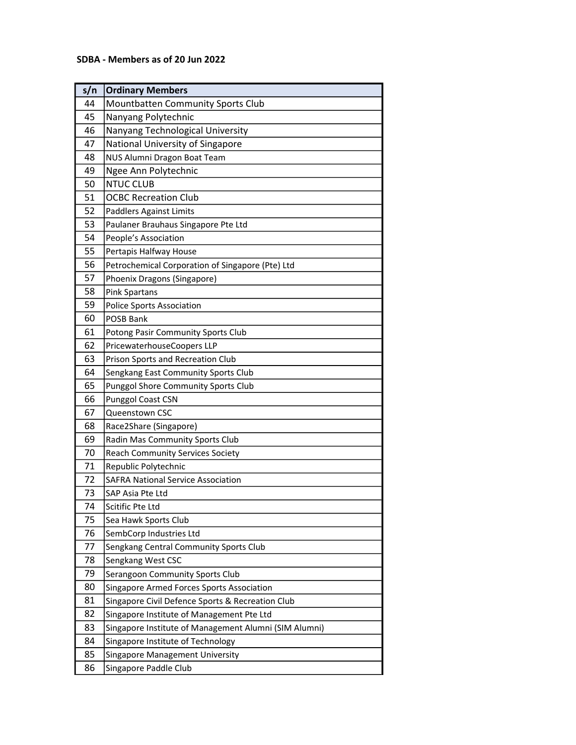**SDBA - Members as of 20 Jun 2022**

| s/n | Ordinary Members |
|---|---|
| 44 | Mountbatten Community Sports Club |
| 45 | Nanyang Polytechnic |
| 46 | Nanyang Technological University |
| 47 | National University of Singapore |
| 48 | NUS Alumni Dragon Boat Team |
| 49 | Ngee Ann Polytechnic |
| 50 | NTUC CLUB |
| 51 | OCBC Recreation Club |
| 52 | Paddlers Against Limits |
| 53 | Paulaner Brauhaus Singapore Pte Ltd |
| 54 | People's Association |
| 55 | Pertapis Halfway House |
| 56 | Petrochemical Corporation of Singapore (Pte) Ltd |
| 57 | Phoenix Dragons (Singapore) |
| 58 | Pink Spartans |
| 59 | Police Sports Association |
| 60 | POSB Bank |
| 61 | Potong Pasir Community Sports Club |
| 62 | PricewaterhouseCoopers LLP |
| 63 | Prison Sports and Recreation Club |
| 64 | Sengkang East Community Sports Club |
| 65 | Punggol Shore Community Sports Club |
| 66 | Punggol Coast CSN |
| 67 | Queenstown CSC |
| 68 | Race2Share (Singapore) |
| 69 | Radin Mas Community Sports Club |
| 70 | Reach Community Services Society |
| 71 | Republic Polytechnic |
| 72 | SAFRA National Service Association |
| 73 | SAP Asia Pte Ltd |
| 74 | Scitific Pte Ltd |
| 75 | Sea Hawk Sports Club |
| 76 | SembCorp Industries Ltd |
| 77 | Sengkang Central Community Sports Club |
| 78 | Sengkang West CSC |
| 79 | Serangoon Community Sports Club |
| 80 | Singapore Armed Forces Sports Association |
| 81 | Singapore Civil Defence Sports & Recreation Club |
| 82 | Singapore Institute of Management Pte Ltd |
| 83 | Singapore Institute of Management Alumni (SIM Alumni) |
| 84 | Singapore Institute of Technology |
| 85 | Singapore Management University |
| 86 | Singapore Paddle Club |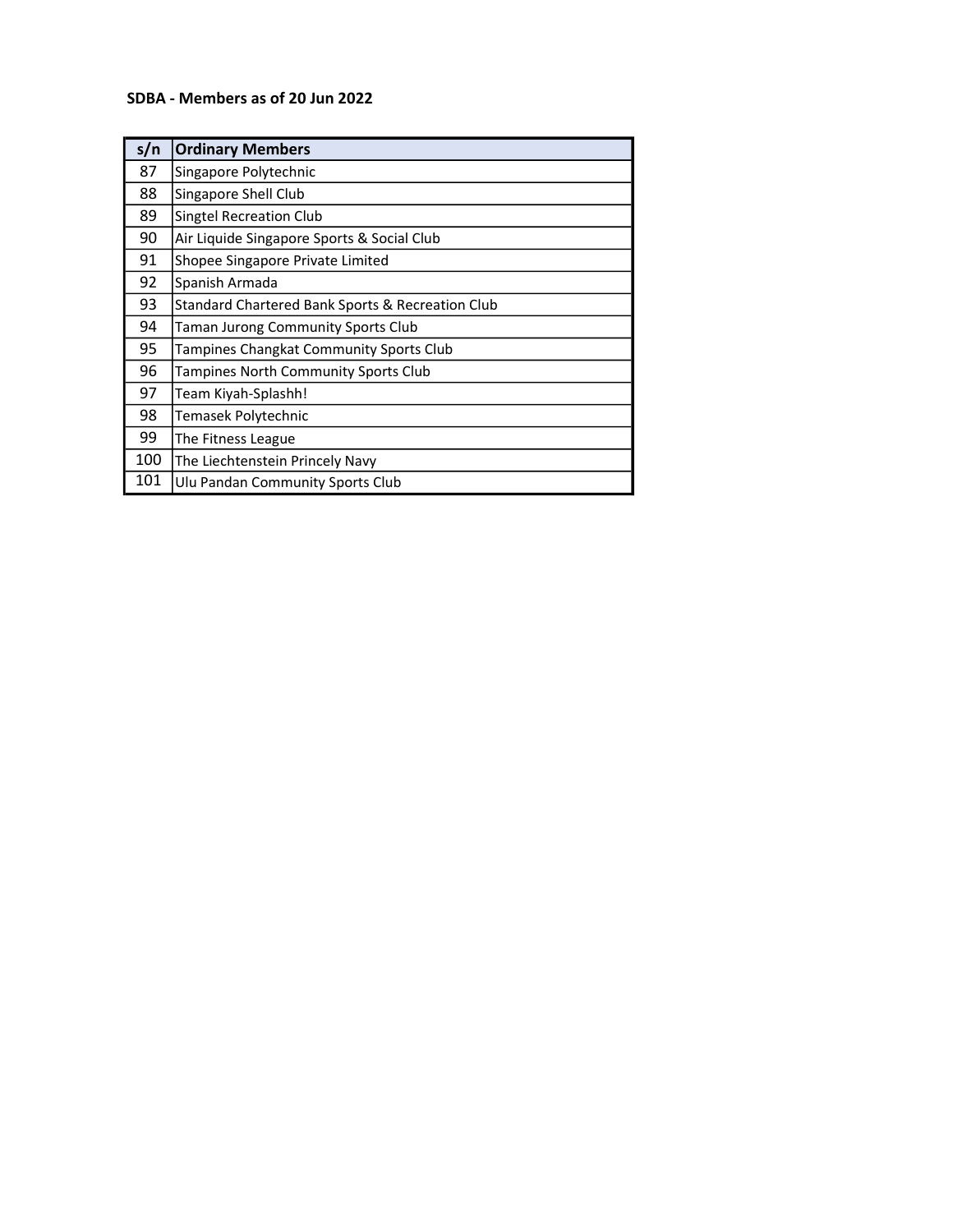**SDBA - Members as of 20 Jun 2022**

| s/n | Ordinary Members |
|---|---|
| 87 | Singapore Polytechnic |
| 88 | Singapore Shell Club |
| 89 | Singtel Recreation Club |
| 90 | Air Liquide Singapore Sports & Social Club |
| 91 | Shopee Singapore Private Limited |
| 92 | Spanish Armada |
| 93 | Standard Chartered Bank Sports & Recreation Club |
| 94 | Taman Jurong Community Sports Club |
| 95 | Tampines Changkat Community Sports Club |
| 96 | Tampines North Community Sports Club |
| 97 | Team Kiyah-Splashh! |
| 98 | Temasek Polytechnic |
| 99 | The Fitness League |
| 100 | The Liechtenstein Princely Navy |
| 101 | Ulu Pandan Community Sports Club |